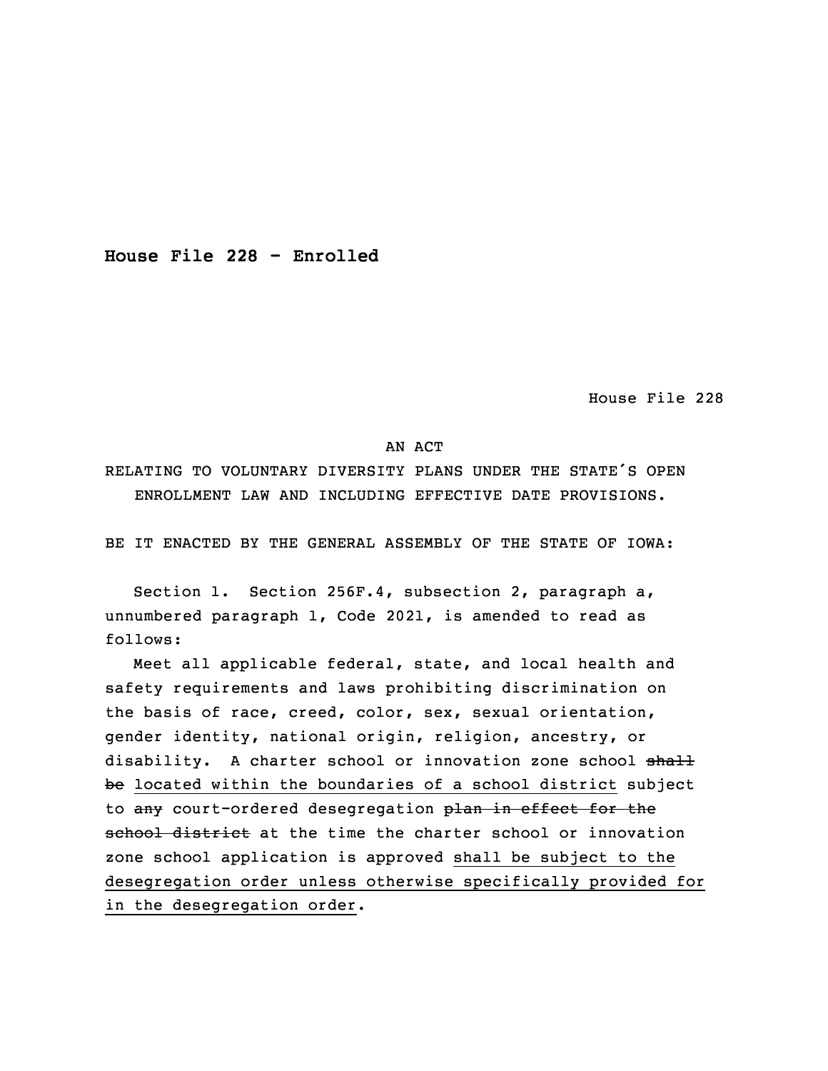**House File 228 - Enrolled**

House File 228

AN ACT

RELATING TO VOLUNTARY DIVERSITY PLANS UNDER THE STATE'S OPEN ENROLLMENT LAW AND INCLUDING EFFECTIVE DATE PROVISIONS.

BE IT ENACTED BY THE GENERAL ASSEMBLY OF THE STATE OF IOWA:

Section 1. Section 256F.4, subsection 2, paragraph a, unnumbered paragraph 1, Code 2021, is amended to read as follows:

Meet all applicable federal, state, and local health and safety requirements and laws prohibiting discrimination on the basis of race, creed, color, sex, sexual orientation, gender identity, national origin, religion, ancestry, or disability. A charter school or innovation zone school ~~shall be~~ <u>located within the boundaries of a school district</u> subject to ~~any~~ court-ordered desegregation ~~plan in effect for the school district~~ at the time the charter school or innovation zone school application is approved <u>shall be subject to the desegregation order unless otherwise specifically provided for in the desegregation order</u>.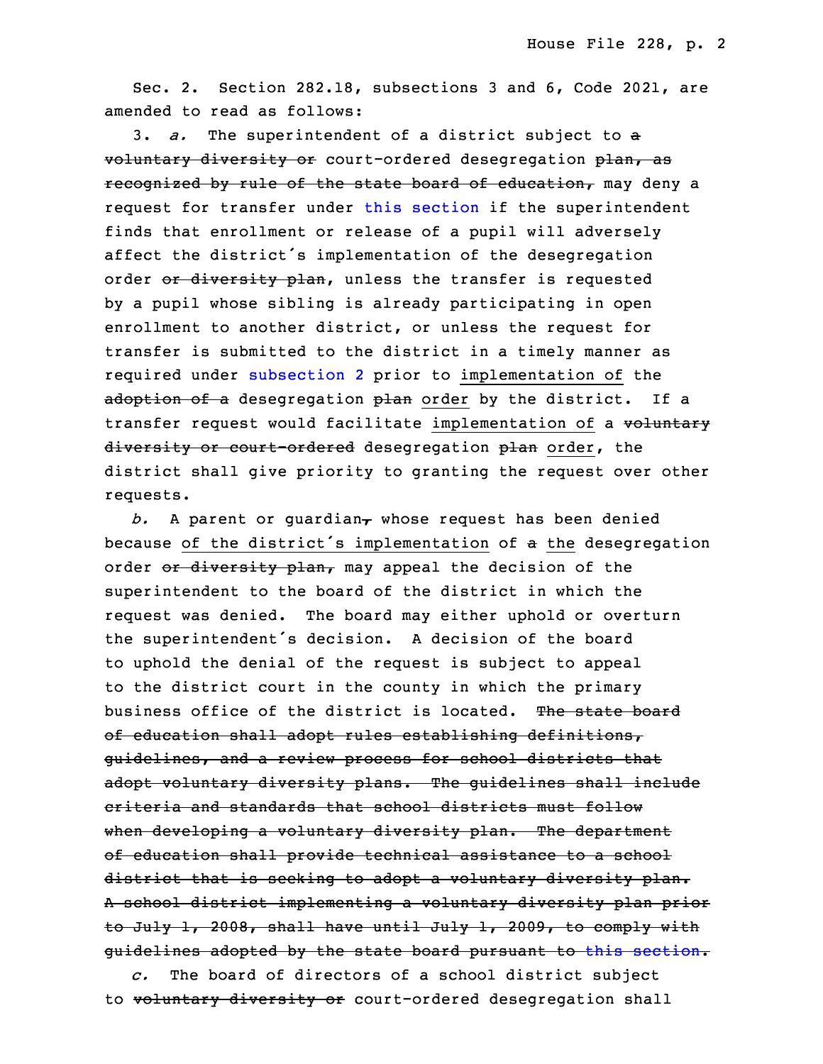Sec. 2. Section 282.18, subsections 3 and 6, Code 2021, are amended to read as follows:

3. *a.* The superintendent of a district subject to ~~a voluntary diversity or~~ court-ordered desegregation ~~plan, as recognized by rule of the state board of education,~~ may deny a request for transfer under this section if the superintendent finds that enrollment or release of a pupil will adversely affect the district's implementation of the desegregation order ~~or diversity plan~~, unless the transfer is requested by a pupil whose sibling is already participating in open enrollment to another district, or unless the request for transfer is submitted to the district in a timely manner as required under subsection 2 prior to <u>implementation of</u> the ~~adoption of a~~ desegregation ~~plan~~ <u>order</u> by the district. If a transfer request would facilitate <u>implementation of</u> a ~~voluntary diversity or court-ordered~~ desegregation ~~plan~~ <u>order</u>, the district shall give priority to granting the request over other requests.

*b.* A parent or guardian~~,~~ whose request has been denied because <u>of the district's implementation</u> of ~~a~~ <u>the</u> desegregation order ~~or diversity plan,~~ may appeal the decision of the superintendent to the board of the district in which the request was denied. The board may either uphold or overturn the superintendent's decision. A decision of the board to uphold the denial of the request is subject to appeal to the district court in the county in which the primary business office of the district is located. ~~The state board of education shall adopt rules establishing definitions, guidelines, and a review process for school districts that adopt voluntary diversity plans. The guidelines shall include criteria and standards that school districts must follow when developing a voluntary diversity plan. The department of education shall provide technical assistance to a school district that is seeking to adopt a voluntary diversity plan. A school district implementing a voluntary diversity plan prior to July 1, 2008, shall have until July 1, 2009, to comply with guidelines adopted by the state board pursuant to this section.~~

*c.* The board of directors of a school district subject to ~~voluntary diversity or~~ court-ordered desegregation shall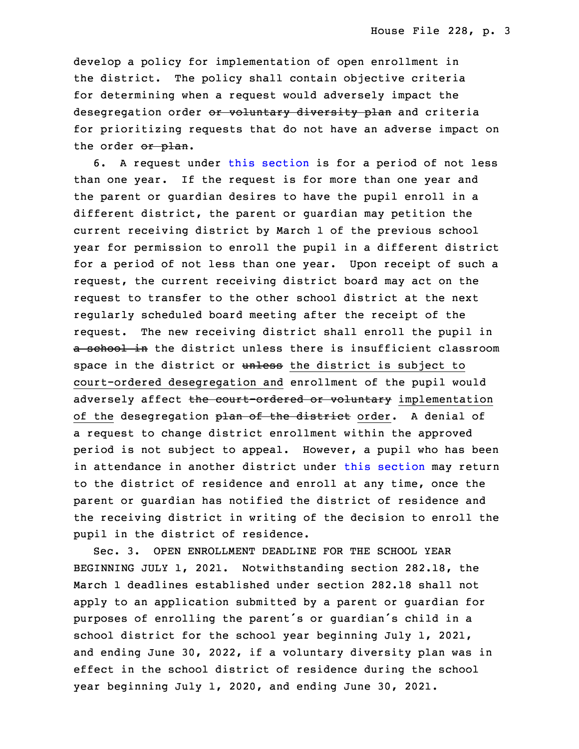develop a policy for implementation of open enrollment in the district. The policy shall contain objective criteria for determining when a request would adversely impact the desegregation order ~~or voluntary diversity plan~~ and criteria for prioritizing requests that do not have an adverse impact on the order ~~or plan~~.

6. A request under this section is for a period of not less than one year. If the request is for more than one year and the parent or guardian desires to have the pupil enroll in a different district, the parent or guardian may petition the current receiving district by March 1 of the previous school year for permission to enroll the pupil in a different district for a period of not less than one year. Upon receipt of such a request, the current receiving district board may act on the request to transfer to the other school district at the next regularly scheduled board meeting after the receipt of the request. The new receiving district shall enroll the pupil in ~~a school in~~ the district unless there is insufficient classroom space in the district or ~~unless~~ the district is subject to court-ordered desegregation and enrollment of the pupil would adversely affect ~~the court-ordered or voluntary~~ implementation of the desegregation ~~plan of the district~~ order. A denial of a request to change district enrollment within the approved period is not subject to appeal. However, a pupil who has been in attendance in another district under this section may return to the district of residence and enroll at any time, once the parent or guardian has notified the district of residence and the receiving district in writing of the decision to enroll the pupil in the district of residence.

Sec. 3. OPEN ENROLLMENT DEADLINE FOR THE SCHOOL YEAR BEGINNING JULY 1, 2021. Notwithstanding section 282.18, the March 1 deadlines established under section 282.18 shall not apply to an application submitted by a parent or guardian for purposes of enrolling the parent's or guardian's child in a school district for the school year beginning July 1, 2021, and ending June 30, 2022, if a voluntary diversity plan was in effect in the school district of residence during the school year beginning July 1, 2020, and ending June 30, 2021.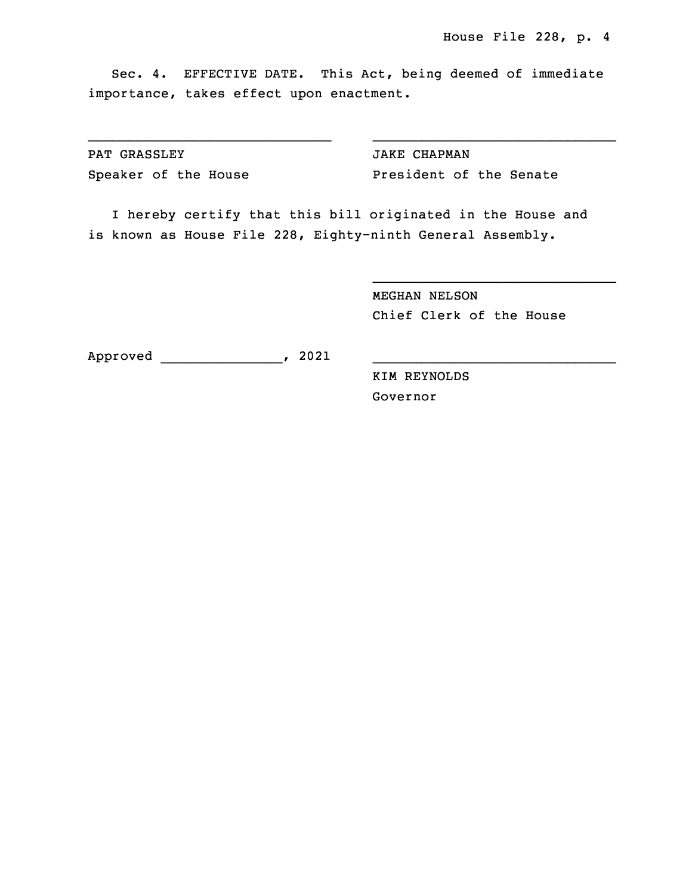Sec. 4. EFFECTIVE DATE. This Act, being deemed of immediate importance, takes effect upon enactment.

______________________________
PAT GRASSLEY
Speaker of the House

______________________________
JAKE CHAPMAN
President of the Senate

I hereby certify that this bill originated in the House and is known as House File 228, Eighty-ninth General Assembly.

______________________________
MEGHAN NELSON
Chief Clerk of the House

Approved _______________, 2021

______________________________
KIM REYNOLDS
Governor